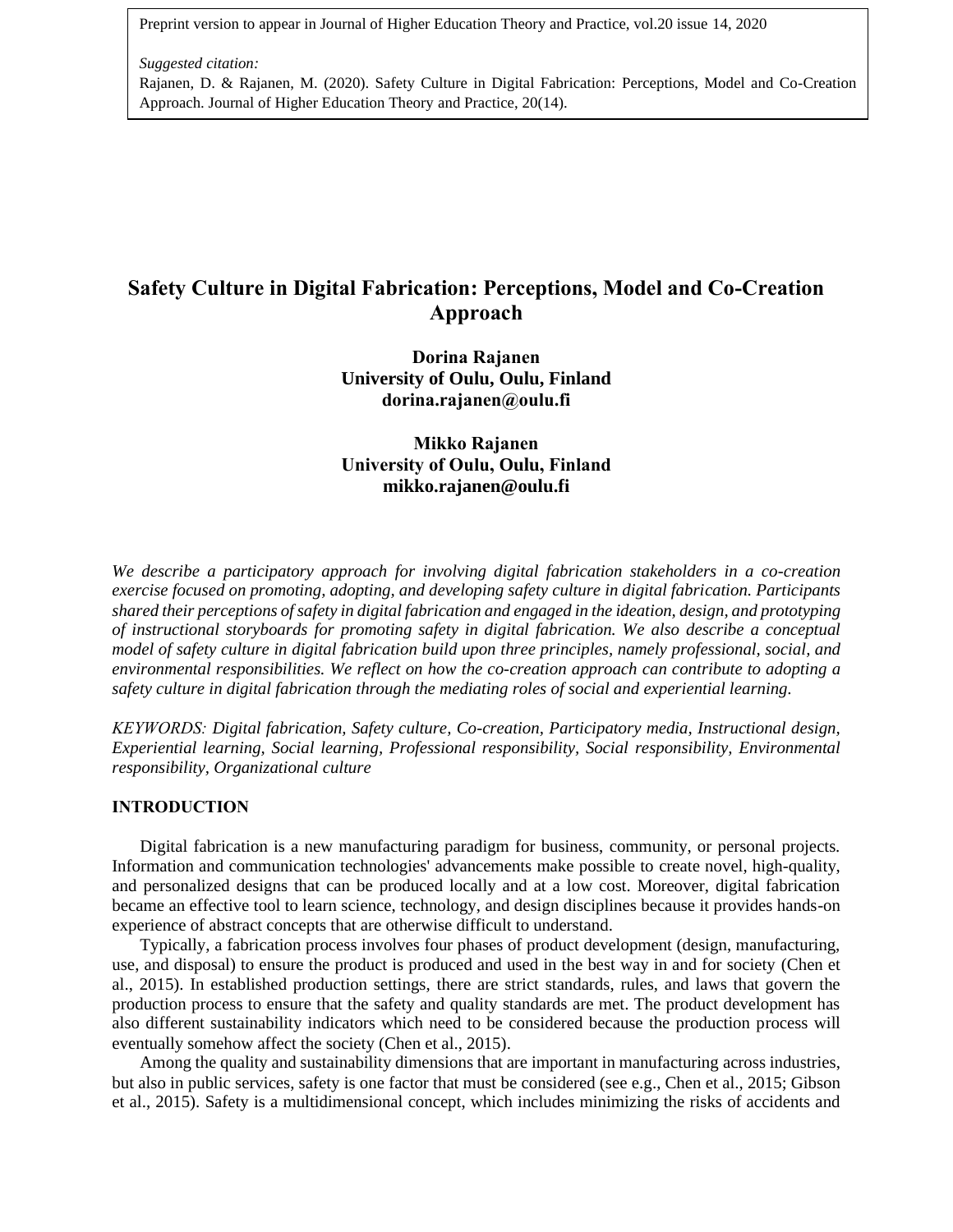Preprint version to appear in Journal of Higher Education Theory and Practice, vol.20 issue 14, 2020

*Suggested citation:*
Rajanen, D. & Rajanen, M. (2020). Safety Culture in Digital Fabrication: Perceptions, Model and Co-Creation Approach. Journal of Higher Education Theory and Practice, 20(14).

# Safety Culture in Digital Fabrication: Perceptions, Model and Co-Creation Approach

**Dorina Rajanen**
**University of Oulu, Oulu, Finland**
**dorina.rajanen@oulu.fi**

**Mikko Rajanen**
**University of Oulu, Oulu, Finland**
**mikko.rajanen@oulu.fi**

*We describe a participatory approach for involving digital fabrication stakeholders in a co-creation exercise focused on promoting, adopting, and developing safety culture in digital fabrication. Participants shared their perceptions of safety in digital fabrication and engaged in the ideation, design, and prototyping of instructional storyboards for promoting safety in digital fabrication. We also describe a conceptual model of safety culture in digital fabrication build upon three principles, namely professional, social, and environmental responsibilities. We reflect on how the co-creation approach can contribute to adopting a safety culture in digital fabrication through the mediating roles of social and experiential learning.*

*KEYWORDS: Digital fabrication, Safety culture, Co-creation, Participatory media, Instructional design, Experiential learning, Social learning, Professional responsibility, Social responsibility, Environmental responsibility, Organizational culture*

## INTRODUCTION

Digital fabrication is a new manufacturing paradigm for business, community, or personal projects. Information and communication technologies' advancements make possible to create novel, high-quality, and personalized designs that can be produced locally and at a low cost. Moreover, digital fabrication became an effective tool to learn science, technology, and design disciplines because it provides hands-on experience of abstract concepts that are otherwise difficult to understand.

Typically, a fabrication process involves four phases of product development (design, manufacturing, use, and disposal) to ensure the product is produced and used in the best way in and for society (Chen et al., 2015). In established production settings, there are strict standards, rules, and laws that govern the production process to ensure that the safety and quality standards are met. The product development has also different sustainability indicators which need to be considered because the production process will eventually somehow affect the society (Chen et al., 2015).

Among the quality and sustainability dimensions that are important in manufacturing across industries, but also in public services, safety is one factor that must be considered (see e.g., Chen et al., 2015; Gibson et al., 2015). Safety is a multidimensional concept, which includes minimizing the risks of accidents and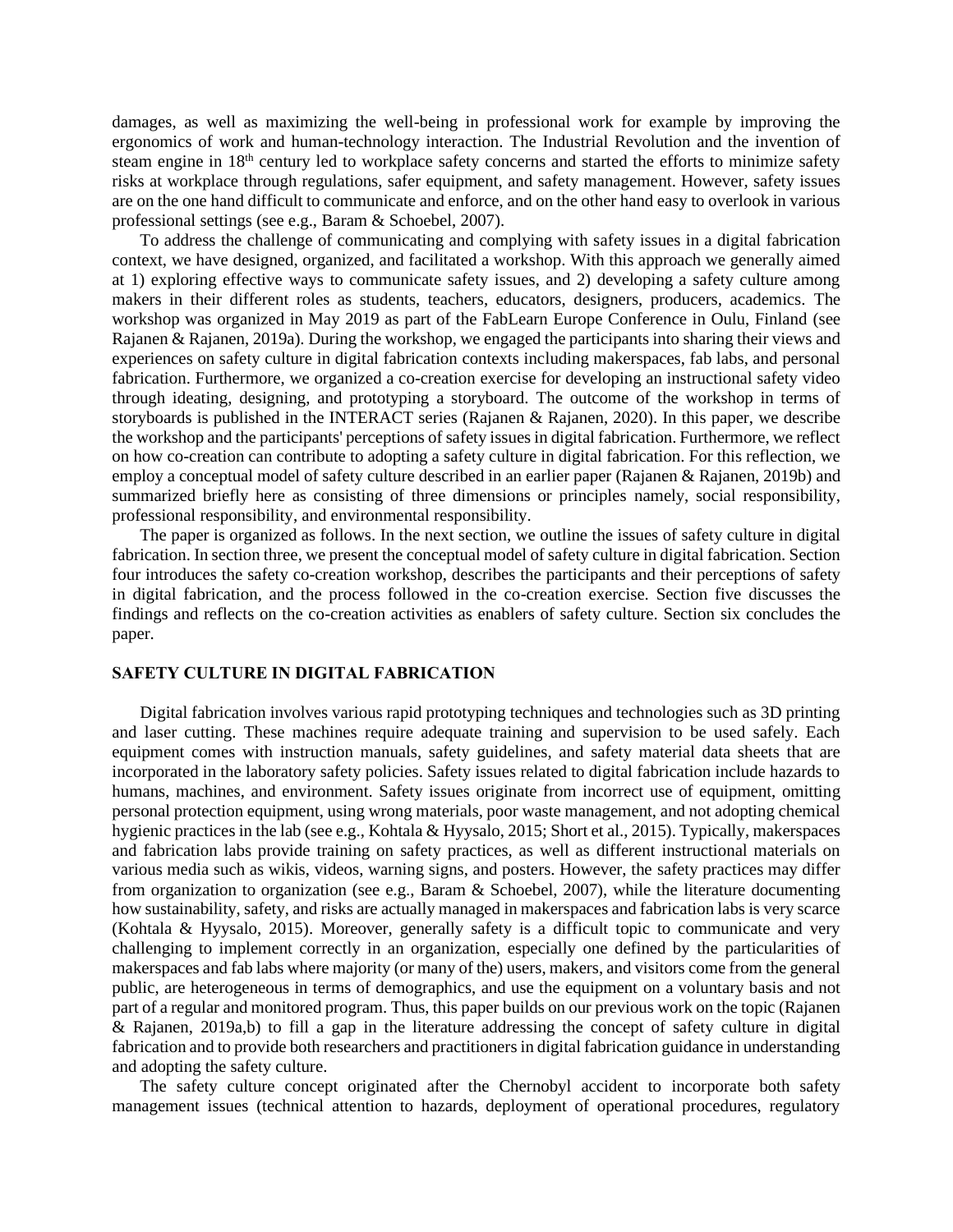damages, as well as maximizing the well-being in professional work for example by improving the ergonomics of work and human-technology interaction. The Industrial Revolution and the invention of steam engine in 18th century led to workplace safety concerns and started the efforts to minimize safety risks at workplace through regulations, safer equipment, and safety management. However, safety issues are on the one hand difficult to communicate and enforce, and on the other hand easy to overlook in various professional settings (see e.g., Baram & Schoebel, 2007).

To address the challenge of communicating and complying with safety issues in a digital fabrication context, we have designed, organized, and facilitated a workshop. With this approach we generally aimed at 1) exploring effective ways to communicate safety issues, and 2) developing a safety culture among makers in their different roles as students, teachers, educators, designers, producers, academics. The workshop was organized in May 2019 as part of the FabLearn Europe Conference in Oulu, Finland (see Rajanen & Rajanen, 2019a). During the workshop, we engaged the participants into sharing their views and experiences on safety culture in digital fabrication contexts including makerspaces, fab labs, and personal fabrication. Furthermore, we organized a co-creation exercise for developing an instructional safety video through ideating, designing, and prototyping a storyboard. The outcome of the workshop in terms of storyboards is published in the INTERACT series (Rajanen & Rajanen, 2020). In this paper, we describe the workshop and the participants' perceptions of safety issues in digital fabrication. Furthermore, we reflect on how co-creation can contribute to adopting a safety culture in digital fabrication. For this reflection, we employ a conceptual model of safety culture described in an earlier paper (Rajanen & Rajanen, 2019b) and summarized briefly here as consisting of three dimensions or principles namely, social responsibility, professional responsibility, and environmental responsibility.

The paper is organized as follows. In the next section, we outline the issues of safety culture in digital fabrication. In section three, we present the conceptual model of safety culture in digital fabrication. Section four introduces the safety co-creation workshop, describes the participants and their perceptions of safety in digital fabrication, and the process followed in the co-creation exercise. Section five discusses the findings and reflects on the co-creation activities as enablers of safety culture. Section six concludes the paper.

## SAFETY CULTURE IN DIGITAL FABRICATION

Digital fabrication involves various rapid prototyping techniques and technologies such as 3D printing and laser cutting. These machines require adequate training and supervision to be used safely. Each equipment comes with instruction manuals, safety guidelines, and safety material data sheets that are incorporated in the laboratory safety policies. Safety issues related to digital fabrication include hazards to humans, machines, and environment. Safety issues originate from incorrect use of equipment, omitting personal protection equipment, using wrong materials, poor waste management, and not adopting chemical hygienic practices in the lab (see e.g., Kohtala & Hyysalo, 2015; Short et al., 2015). Typically, makerspaces and fabrication labs provide training on safety practices, as well as different instructional materials on various media such as wikis, videos, warning signs, and posters. However, the safety practices may differ from organization to organization (see e.g., Baram & Schoebel, 2007), while the literature documenting how sustainability, safety, and risks are actually managed in makerspaces and fabrication labs is very scarce (Kohtala & Hyysalo, 2015). Moreover, generally safety is a difficult topic to communicate and very challenging to implement correctly in an organization, especially one defined by the particularities of makerspaces and fab labs where majority (or many of the) users, makers, and visitors come from the general public, are heterogeneous in terms of demographics, and use the equipment on a voluntary basis and not part of a regular and monitored program. Thus, this paper builds on our previous work on the topic (Rajanen & Rajanen, 2019a,b) to fill a gap in the literature addressing the concept of safety culture in digital fabrication and to provide both researchers and practitioners in digital fabrication guidance in understanding and adopting the safety culture.

The safety culture concept originated after the Chernobyl accident to incorporate both safety management issues (technical attention to hazards, deployment of operational procedures, regulatory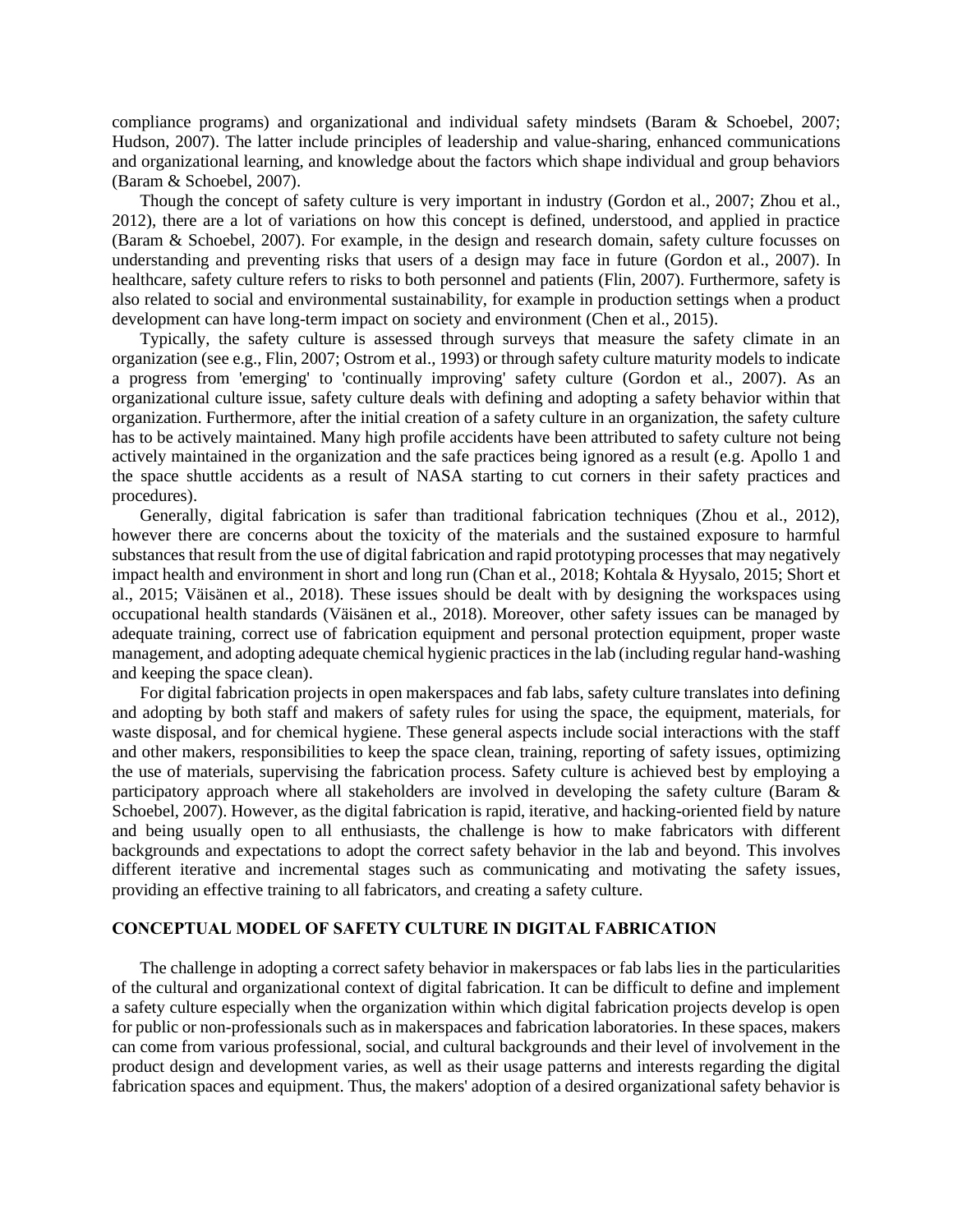compliance programs) and organizational and individual safety mindsets (Baram & Schoebel, 2007; Hudson, 2007). The latter include principles of leadership and value-sharing, enhanced communications and organizational learning, and knowledge about the factors which shape individual and group behaviors (Baram & Schoebel, 2007).

Though the concept of safety culture is very important in industry (Gordon et al., 2007; Zhou et al., 2012), there are a lot of variations on how this concept is defined, understood, and applied in practice (Baram & Schoebel, 2007). For example, in the design and research domain, safety culture focusses on understanding and preventing risks that users of a design may face in future (Gordon et al., 2007). In healthcare, safety culture refers to risks to both personnel and patients (Flin, 2007). Furthermore, safety is also related to social and environmental sustainability, for example in production settings when a product development can have long-term impact on society and environment (Chen et al., 2015).

Typically, the safety culture is assessed through surveys that measure the safety climate in an organization (see e.g., Flin, 2007; Ostrom et al., 1993) or through safety culture maturity models to indicate a progress from 'emerging' to 'continually improving' safety culture (Gordon et al., 2007). As an organizational culture issue, safety culture deals with defining and adopting a safety behavior within that organization. Furthermore, after the initial creation of a safety culture in an organization, the safety culture has to be actively maintained. Many high profile accidents have been attributed to safety culture not being actively maintained in the organization and the safe practices being ignored as a result (e.g. Apollo 1 and the space shuttle accidents as a result of NASA starting to cut corners in their safety practices and procedures).

Generally, digital fabrication is safer than traditional fabrication techniques (Zhou et al., 2012), however there are concerns about the toxicity of the materials and the sustained exposure to harmful substances that result from the use of digital fabrication and rapid prototyping processes that may negatively impact health and environment in short and long run (Chan et al., 2018; Kohtala & Hyysalo, 2015; Short et al., 2015; Väisänen et al., 2018). These issues should be dealt with by designing the workspaces using occupational health standards (Väisänen et al., 2018). Moreover, other safety issues can be managed by adequate training, correct use of fabrication equipment and personal protection equipment, proper waste management, and adopting adequate chemical hygienic practices in the lab (including regular hand-washing and keeping the space clean).

For digital fabrication projects in open makerspaces and fab labs, safety culture translates into defining and adopting by both staff and makers of safety rules for using the space, the equipment, materials, for waste disposal, and for chemical hygiene. These general aspects include social interactions with the staff and other makers, responsibilities to keep the space clean, training, reporting of safety issues, optimizing the use of materials, supervising the fabrication process. Safety culture is achieved best by employing a participatory approach where all stakeholders are involved in developing the safety culture (Baram & Schoebel, 2007). However, as the digital fabrication is rapid, iterative, and hacking-oriented field by nature and being usually open to all enthusiasts, the challenge is how to make fabricators with different backgrounds and expectations to adopt the correct safety behavior in the lab and beyond. This involves different iterative and incremental stages such as communicating and motivating the safety issues, providing an effective training to all fabricators, and creating a safety culture.

## CONCEPTUAL MODEL OF SAFETY CULTURE IN DIGITAL FABRICATION

The challenge in adopting a correct safety behavior in makerspaces or fab labs lies in the particularities of the cultural and organizational context of digital fabrication. It can be difficult to define and implement a safety culture especially when the organization within which digital fabrication projects develop is open for public or non-professionals such as in makerspaces and fabrication laboratories. In these spaces, makers can come from various professional, social, and cultural backgrounds and their level of involvement in the product design and development varies, as well as their usage patterns and interests regarding the digital fabrication spaces and equipment. Thus, the makers' adoption of a desired organizational safety behavior is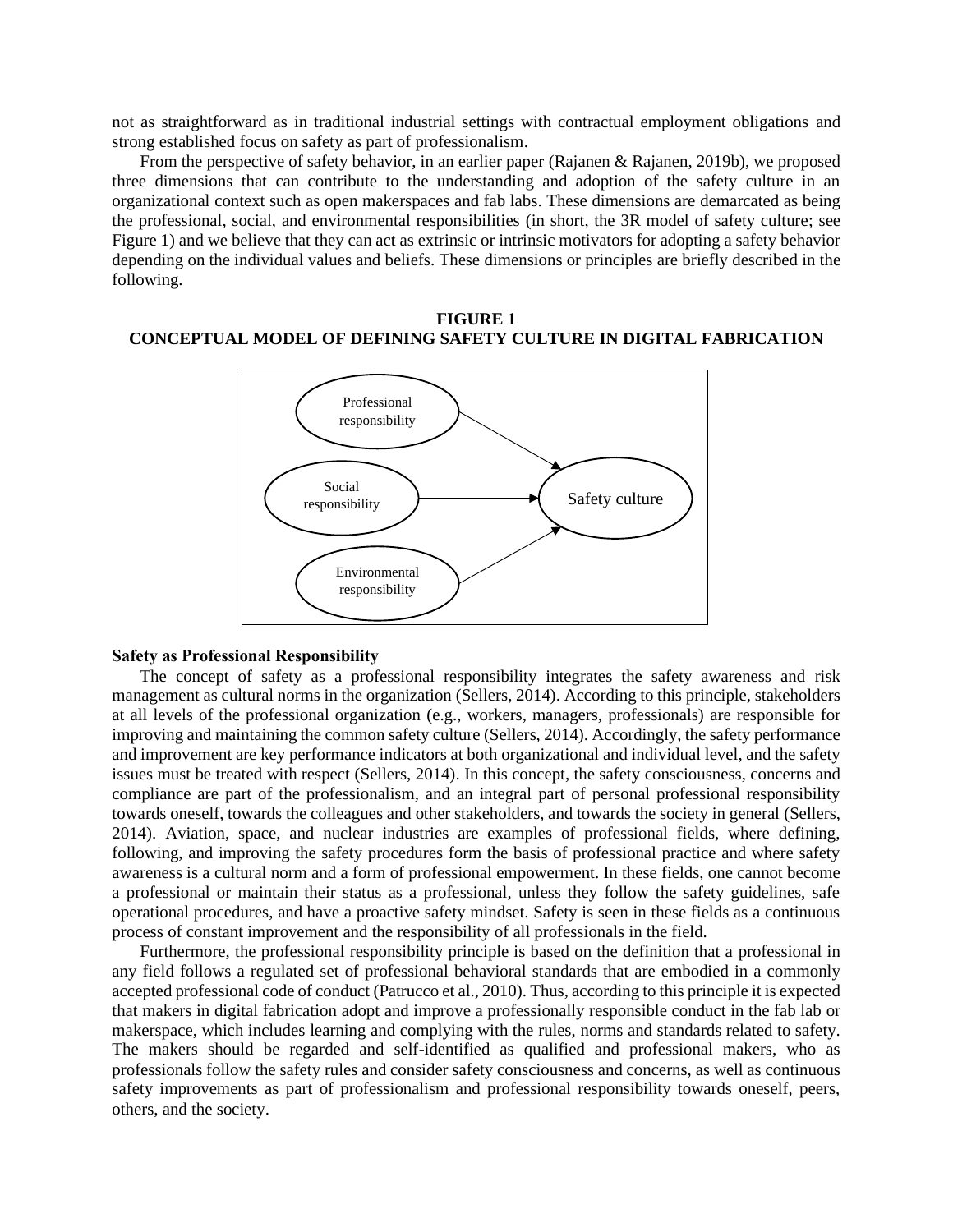not as straightforward as in traditional industrial settings with contractual employment obligations and strong established focus on safety as part of professionalism.

From the perspective of safety behavior, in an earlier paper (Rajanen & Rajanen, 2019b), we proposed three dimensions that can contribute to the understanding and adoption of the safety culture in an organizational context such as open makerspaces and fab labs. These dimensions are demarcated as being the professional, social, and environmental responsibilities (in short, the 3R model of safety culture; see Figure 1) and we believe that they can act as extrinsic or intrinsic motivators for adopting a safety behavior depending on the individual values and beliefs. These dimensions or principles are briefly described in the following.

**FIGURE 1**
**CONCEPTUAL MODEL OF DEFINING SAFETY CULTURE IN DIGITAL FABRICATION**

Professional responsibility → Safety culture
Social responsibility → Safety culture
Environmental responsibility → Safety culture

### Safety as Professional Responsibility

The concept of safety as a professional responsibility integrates the safety awareness and risk management as cultural norms in the organization (Sellers, 2014). According to this principle, stakeholders at all levels of the professional organization (e.g., workers, managers, professionals) are responsible for improving and maintaining the common safety culture (Sellers, 2014). Accordingly, the safety performance and improvement are key performance indicators at both organizational and individual level, and the safety issues must be treated with respect (Sellers, 2014). In this concept, the safety consciousness, concerns and compliance are part of the professionalism, and an integral part of personal professional responsibility towards oneself, towards the colleagues and other stakeholders, and towards the society in general (Sellers, 2014). Aviation, space, and nuclear industries are examples of professional fields, where defining, following, and improving the safety procedures form the basis of professional practice and where safety awareness is a cultural norm and a form of professional empowerment. In these fields, one cannot become a professional or maintain their status as a professional, unless they follow the safety guidelines, safe operational procedures, and have a proactive safety mindset. Safety is seen in these fields as a continuous process of constant improvement and the responsibility of all professionals in the field.

Furthermore, the professional responsibility principle is based on the definition that a professional in any field follows a regulated set of professional behavioral standards that are embodied in a commonly accepted professional code of conduct (Patrucco et al., 2010). Thus, according to this principle it is expected that makers in digital fabrication adopt and improve a professionally responsible conduct in the fab lab or makerspace, which includes learning and complying with the rules, norms and standards related to safety. The makers should be regarded and self-identified as qualified and professional makers, who as professionals follow the safety rules and consider safety consciousness and concerns, as well as continuous safety improvements as part of professionalism and professional responsibility towards oneself, peers, others, and the society.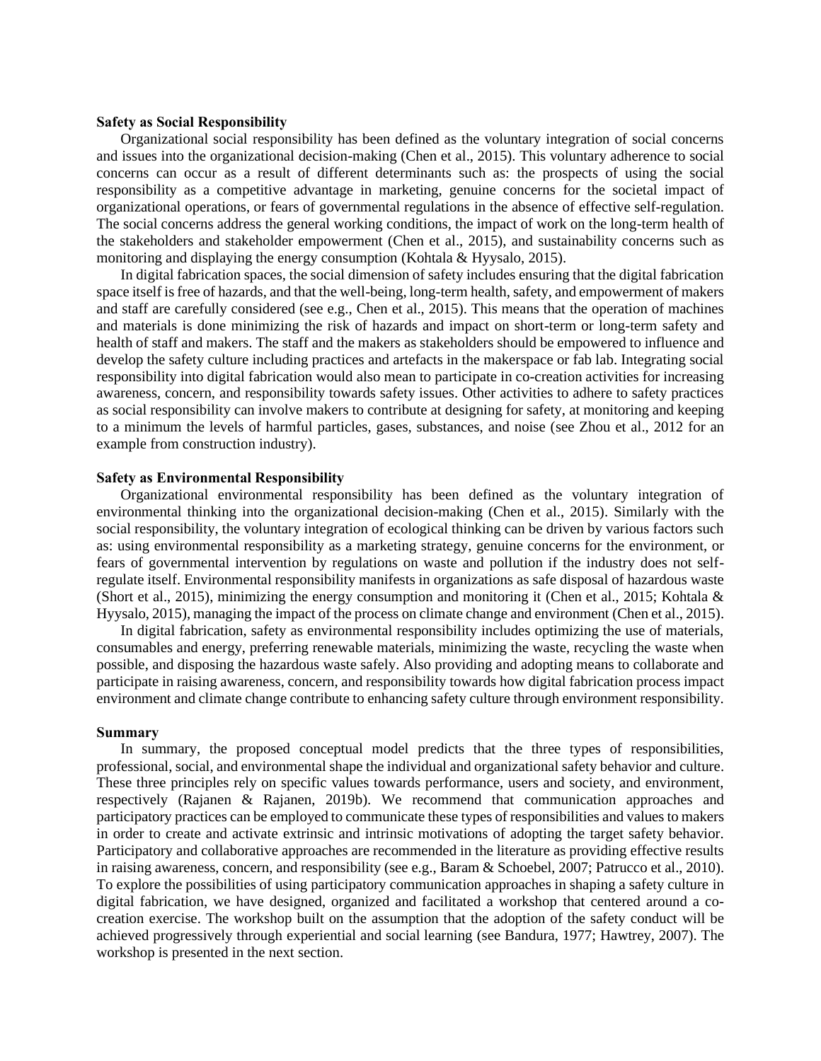### Safety as Social Responsibility

Organizational social responsibility has been defined as the voluntary integration of social concerns and issues into the organizational decision-making (Chen et al., 2015). This voluntary adherence to social concerns can occur as a result of different determinants such as: the prospects of using the social responsibility as a competitive advantage in marketing, genuine concerns for the societal impact of organizational operations, or fears of governmental regulations in the absence of effective self-regulation. The social concerns address the general working conditions, the impact of work on the long-term health of the stakeholders and stakeholder empowerment (Chen et al., 2015), and sustainability concerns such as monitoring and displaying the energy consumption (Kohtala & Hyysalo, 2015).

In digital fabrication spaces, the social dimension of safety includes ensuring that the digital fabrication space itself is free of hazards, and that the well-being, long-term health, safety, and empowerment of makers and staff are carefully considered (see e.g., Chen et al., 2015). This means that the operation of machines and materials is done minimizing the risk of hazards and impact on short-term or long-term safety and health of staff and makers. The staff and the makers as stakeholders should be empowered to influence and develop the safety culture including practices and artefacts in the makerspace or fab lab. Integrating social responsibility into digital fabrication would also mean to participate in co-creation activities for increasing awareness, concern, and responsibility towards safety issues. Other activities to adhere to safety practices as social responsibility can involve makers to contribute at designing for safety, at monitoring and keeping to a minimum the levels of harmful particles, gases, substances, and noise (see Zhou et al., 2012 for an example from construction industry).

### Safety as Environmental Responsibility

Organizational environmental responsibility has been defined as the voluntary integration of environmental thinking into the organizational decision-making (Chen et al., 2015). Similarly with the social responsibility, the voluntary integration of ecological thinking can be driven by various factors such as: using environmental responsibility as a marketing strategy, genuine concerns for the environment, or fears of governmental intervention by regulations on waste and pollution if the industry does not self-regulate itself. Environmental responsibility manifests in organizations as safe disposal of hazardous waste (Short et al., 2015), minimizing the energy consumption and monitoring it (Chen et al., 2015; Kohtala & Hyysalo, 2015), managing the impact of the process on climate change and environment (Chen et al., 2015).

In digital fabrication, safety as environmental responsibility includes optimizing the use of materials, consumables and energy, preferring renewable materials, minimizing the waste, recycling the waste when possible, and disposing the hazardous waste safely. Also providing and adopting means to collaborate and participate in raising awareness, concern, and responsibility towards how digital fabrication process impact environment and climate change contribute to enhancing safety culture through environment responsibility.

### Summary

In summary, the proposed conceptual model predicts that the three types of responsibilities, professional, social, and environmental shape the individual and organizational safety behavior and culture. These three principles rely on specific values towards performance, users and society, and environment, respectively (Rajanen & Rajanen, 2019b). We recommend that communication approaches and participatory practices can be employed to communicate these types of responsibilities and values to makers in order to create and activate extrinsic and intrinsic motivations of adopting the target safety behavior. Participatory and collaborative approaches are recommended in the literature as providing effective results in raising awareness, concern, and responsibility (see e.g., Baram & Schoebel, 2007; Patrucco et al., 2010). To explore the possibilities of using participatory communication approaches in shaping a safety culture in digital fabrication, we have designed, organized and facilitated a workshop that centered around a co-creation exercise. The workshop built on the assumption that the adoption of the safety conduct will be achieved progressively through experiential and social learning (see Bandura, 1977; Hawtrey, 2007). The workshop is presented in the next section.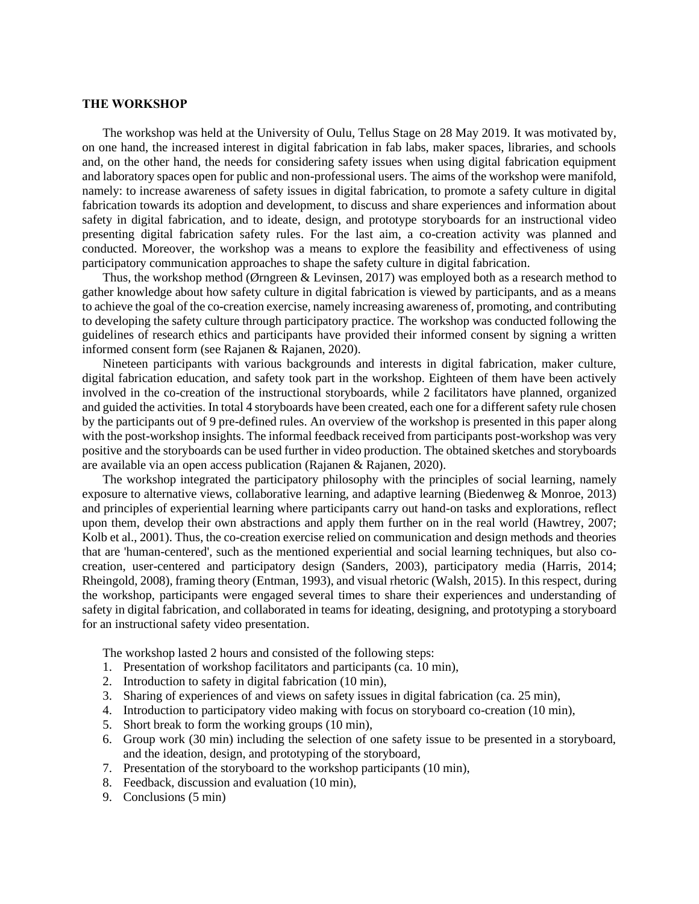## THE WORKSHOP

The workshop was held at the University of Oulu, Tellus Stage on 28 May 2019. It was motivated by, on one hand, the increased interest in digital fabrication in fab labs, maker spaces, libraries, and schools and, on the other hand, the needs for considering safety issues when using digital fabrication equipment and laboratory spaces open for public and non-professional users. The aims of the workshop were manifold, namely: to increase awareness of safety issues in digital fabrication, to promote a safety culture in digital fabrication towards its adoption and development, to discuss and share experiences and information about safety in digital fabrication, and to ideate, design, and prototype storyboards for an instructional video presenting digital fabrication safety rules. For the last aim, a co-creation activity was planned and conducted. Moreover, the workshop was a means to explore the feasibility and effectiveness of using participatory communication approaches to shape the safety culture in digital fabrication.

Thus, the workshop method (Ørngreen & Levinsen, 2017) was employed both as a research method to gather knowledge about how safety culture in digital fabrication is viewed by participants, and as a means to achieve the goal of the co-creation exercise, namely increasing awareness of, promoting, and contributing to developing the safety culture through participatory practice. The workshop was conducted following the guidelines of research ethics and participants have provided their informed consent by signing a written informed consent form (see Rajanen & Rajanen, 2020).

Nineteen participants with various backgrounds and interests in digital fabrication, maker culture, digital fabrication education, and safety took part in the workshop. Eighteen of them have been actively involved in the co-creation of the instructional storyboards, while 2 facilitators have planned, organized and guided the activities. In total 4 storyboards have been created, each one for a different safety rule chosen by the participants out of 9 pre-defined rules. An overview of the workshop is presented in this paper along with the post-workshop insights. The informal feedback received from participants post-workshop was very positive and the storyboards can be used further in video production. The obtained sketches and storyboards are available via an open access publication (Rajanen & Rajanen, 2020).

The workshop integrated the participatory philosophy with the principles of social learning, namely exposure to alternative views, collaborative learning, and adaptive learning (Biedenweg & Monroe, 2013) and principles of experiential learning where participants carry out hand-on tasks and explorations, reflect upon them, develop their own abstractions and apply them further on in the real world (Hawtrey, 2007; Kolb et al., 2001). Thus, the co-creation exercise relied on communication and design methods and theories that are 'human-centered', such as the mentioned experiential and social learning techniques, but also co-creation, user-centered and participatory design (Sanders, 2003), participatory media (Harris, 2014; Rheingold, 2008), framing theory (Entman, 1993), and visual rhetoric (Walsh, 2015). In this respect, during the workshop, participants were engaged several times to share their experiences and understanding of safety in digital fabrication, and collaborated in teams for ideating, designing, and prototyping a storyboard for an instructional safety video presentation.

The workshop lasted 2 hours and consisted of the following steps:

1. Presentation of workshop facilitators and participants (ca. 10 min),
2. Introduction to safety in digital fabrication (10 min),
3. Sharing of experiences of and views on safety issues in digital fabrication (ca. 25 min),
4. Introduction to participatory video making with focus on storyboard co-creation (10 min),
5. Short break to form the working groups (10 min),
6. Group work (30 min) including the selection of one safety issue to be presented in a storyboard, and the ideation, design, and prototyping of the storyboard,
7. Presentation of the storyboard to the workshop participants (10 min),
8. Feedback, discussion and evaluation (10 min),
9. Conclusions (5 min)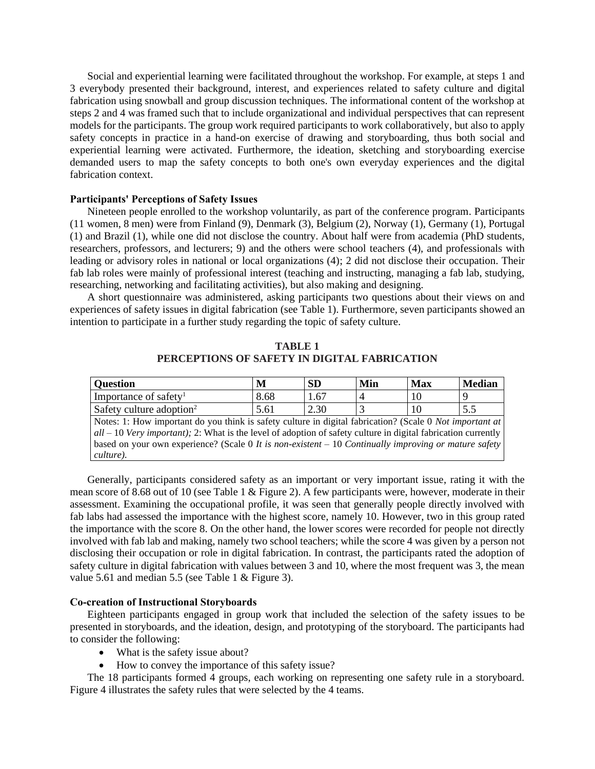Social and experiential learning were facilitated throughout the workshop. For example, at steps 1 and 3 everybody presented their background, interest, and experiences related to safety culture and digital fabrication using snowball and group discussion techniques. The informational content of the workshop at steps 2 and 4 was framed such that to include organizational and individual perspectives that can represent models for the participants. The group work required participants to work collaboratively, but also to apply safety concepts in practice in a hand-on exercise of drawing and storyboarding, thus both social and experiential learning were activated. Furthermore, the ideation, sketching and storyboarding exercise demanded users to map the safety concepts to both one's own everyday experiences and the digital fabrication context.

**Participants' Perceptions of Safety Issues**

Nineteen people enrolled to the workshop voluntarily, as part of the conference program. Participants (11 women, 8 men) were from Finland (9), Denmark (3), Belgium (2), Norway (1), Germany (1), Portugal (1) and Brazil (1), while one did not disclose the country. About half were from academia (PhD students, researchers, professors, and lecturers; 9) and the others were school teachers (4), and professionals with leading or advisory roles in national or local organizations (4); 2 did not disclose their occupation. Their fab lab roles were mainly of professional interest (teaching and instructing, managing a fab lab, studying, researching, networking and facilitating activities), but also making and designing.

A short questionnaire was administered, asking participants two questions about their views on and experiences of safety issues in digital fabrication (see Table 1). Furthermore, seven participants showed an intention to participate in a further study regarding the topic of safety culture.

**TABLE 1**
**PERCEPTIONS OF SAFETY IN DIGITAL FABRICATION**

| Question | M | SD | Min | Max | Median |
|---|---|---|---|---|---|
| Importance of safety[1] | 8.68 | 1.67 | 4 | 10 | 9 |
| Safety culture adoption[2] | 5.61 | 2.30 | 3 | 10 | 5.5 |

Notes: 1: How important do you think is safety culture in digital fabrication? (Scale 0 *Not important at all* – 10 *Very important);* 2: What is the level of adoption of safety culture in digital fabrication currently based on your own experience? (Scale 0 *It is non-existent* – 10 *Continually improving or mature safety culture).*

Generally, participants considered safety as an important or very important issue, rating it with the mean score of 8.68 out of 10 (see Table 1 & Figure 2). A few participants were, however, moderate in their assessment. Examining the occupational profile, it was seen that generally people directly involved with fab labs had assessed the importance with the highest score, namely 10. However, two in this group rated the importance with the score 8. On the other hand, the lower scores were recorded for people not directly involved with fab lab and making, namely two school teachers; while the score 4 was given by a person not disclosing their occupation or role in digital fabrication. In contrast, the participants rated the adoption of safety culture in digital fabrication with values between 3 and 10, where the most frequent was 3, the mean value 5.61 and median 5.5 (see Table 1 & Figure 3).

**Co-creation of Instructional Storyboards**

Eighteen participants engaged in group work that included the selection of the safety issues to be presented in storyboards, and the ideation, design, and prototyping of the storyboard. The participants had to consider the following:

- What is the safety issue about?
- How to convey the importance of this safety issue?

The 18 participants formed 4 groups, each working on representing one safety rule in a storyboard. Figure 4 illustrates the safety rules that were selected by the 4 teams.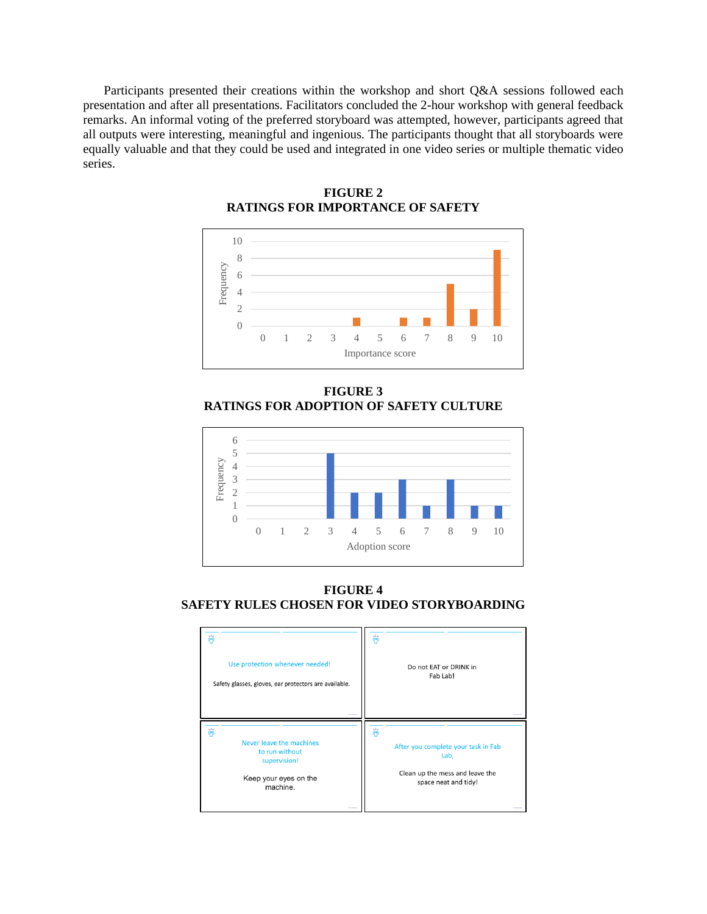Participants presented their creations within the workshop and short Q&A sessions followed each presentation and after all presentations. Facilitators concluded the 2-hour workshop with general feedback remarks. An informal voting of the preferred storyboard was attempted, however, participants agreed that all outputs were interesting, meaningful and ingenious. The participants thought that all storyboards were equally valuable and that they could be used and integrated in one video series or multiple thematic video series.

**FIGURE 2**
**RATINGS FOR IMPORTANCE OF SAFETY**

| Importance score | 0 | 1 | 2 | 3 | 4 | 5 | 6 | 7 | 8 | 9 | 10 |
|---|---|---|---|---|---|---|---|---|---|---|---|
| Frequency | 0 | 0 | 0 | 0 | 1 | 0 | 1 | 1 | 5 | 2 | 9 |

**FIGURE 3**
**RATINGS FOR ADOPTION OF SAFETY CULTURE**

| Adoption score | 0 | 1 | 2 | 3 | 4 | 5 | 6 | 7 | 8 | 9 | 10 |
|---|---|---|---|---|---|---|---|---|---|---|---|
| Frequency | 0 | 0 | 0 | 5 | 2 | 2 | 3 | 1 | 3 | 1 | 1 |

**FIGURE 4**
**SAFETY RULES CHOSEN FOR VIDEO STORYBOARDING**

| | |
|---|---|
| Use protection whenever needed! Safety glasses, gloves, ear protectors are available. | Do not EAT or DRINK in Fab Lab! |
| Never leave the machines to run without supervision! Keep your eyes on the machine. | After you complete your task in Fab Lab, Clean up the mess and leave the space neat and tidy! |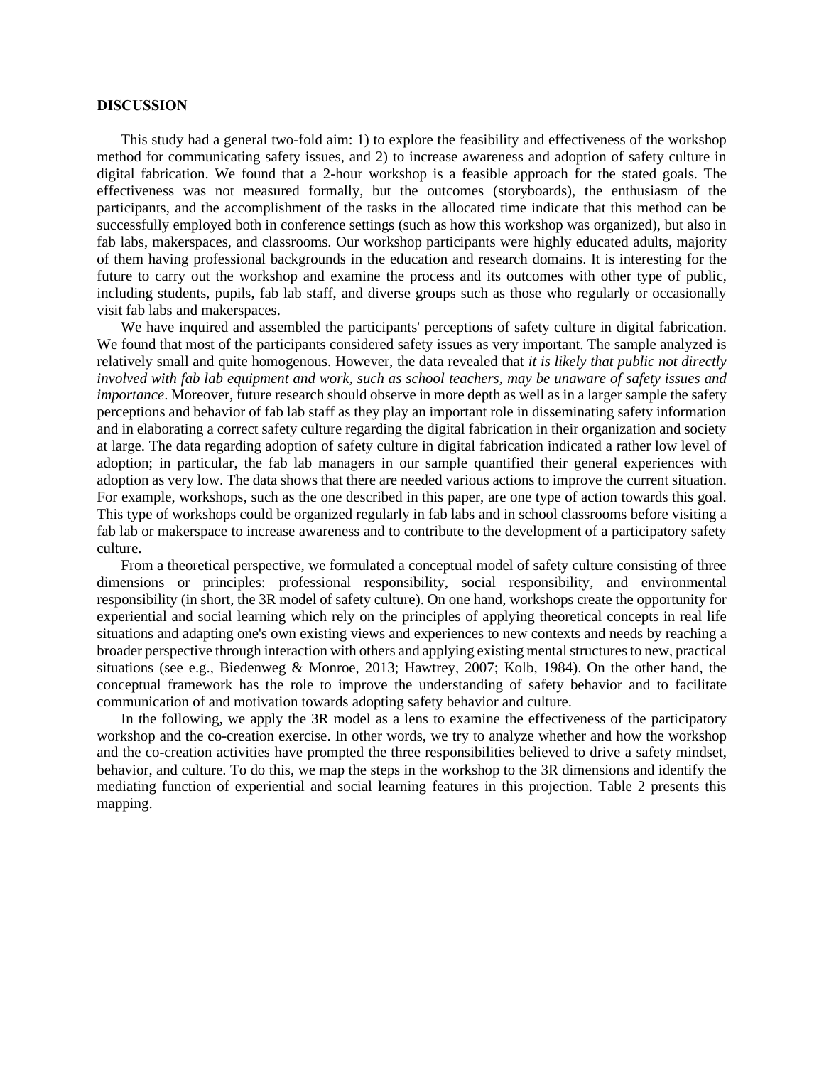## DISCUSSION

This study had a general two-fold aim: 1) to explore the feasibility and effectiveness of the workshop method for communicating safety issues, and 2) to increase awareness and adoption of safety culture in digital fabrication. We found that a 2-hour workshop is a feasible approach for the stated goals. The effectiveness was not measured formally, but the outcomes (storyboards), the enthusiasm of the participants, and the accomplishment of the tasks in the allocated time indicate that this method can be successfully employed both in conference settings (such as how this workshop was organized), but also in fab labs, makerspaces, and classrooms. Our workshop participants were highly educated adults, majority of them having professional backgrounds in the education and research domains. It is interesting for the future to carry out the workshop and examine the process and its outcomes with other type of public, including students, pupils, fab lab staff, and diverse groups such as those who regularly or occasionally visit fab labs and makerspaces.

We have inquired and assembled the participants' perceptions of safety culture in digital fabrication. We found that most of the participants considered safety issues as very important. The sample analyzed is relatively small and quite homogenous. However, the data revealed that *it is likely that public not directly involved with fab lab equipment and work, such as school teachers, may be unaware of safety issues and importance*. Moreover, future research should observe in more depth as well as in a larger sample the safety perceptions and behavior of fab lab staff as they play an important role in disseminating safety information and in elaborating a correct safety culture regarding the digital fabrication in their organization and society at large. The data regarding adoption of safety culture in digital fabrication indicated a rather low level of adoption; in particular, the fab lab managers in our sample quantified their general experiences with adoption as very low. The data shows that there are needed various actions to improve the current situation. For example, workshops, such as the one described in this paper, are one type of action towards this goal. This type of workshops could be organized regularly in fab labs and in school classrooms before visiting a fab lab or makerspace to increase awareness and to contribute to the development of a participatory safety culture.

From a theoretical perspective, we formulated a conceptual model of safety culture consisting of three dimensions or principles: professional responsibility, social responsibility, and environmental responsibility (in short, the 3R model of safety culture). On one hand, workshops create the opportunity for experiential and social learning which rely on the principles of applying theoretical concepts in real life situations and adapting one's own existing views and experiences to new contexts and needs by reaching a broader perspective through interaction with others and applying existing mental structures to new, practical situations (see e.g., Biedenweg & Monroe, 2013; Hawtrey, 2007; Kolb, 1984). On the other hand, the conceptual framework has the role to improve the understanding of safety behavior and to facilitate communication of and motivation towards adopting safety behavior and culture.

In the following, we apply the 3R model as a lens to examine the effectiveness of the participatory workshop and the co-creation exercise. In other words, we try to analyze whether and how the workshop and the co-creation activities have prompted the three responsibilities believed to drive a safety mindset, behavior, and culture. To do this, we map the steps in the workshop to the 3R dimensions and identify the mediating function of experiential and social learning features in this projection. Table 2 presents this mapping.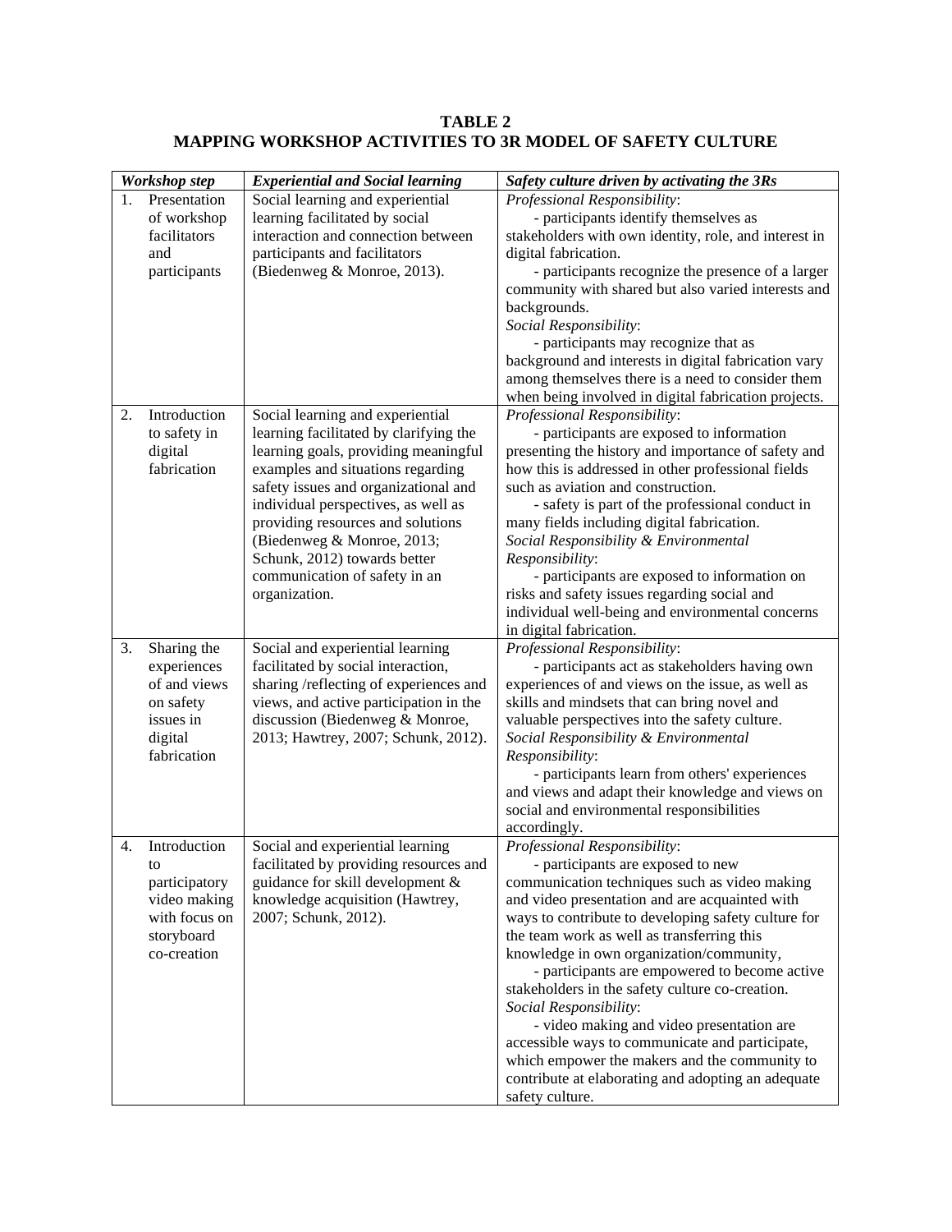**TABLE 2**
**MAPPING WORKSHOP ACTIVITIES TO 3R MODEL OF SAFETY CULTURE**

| *Workshop step* | *Experiential and Social learning* | *Safety culture driven by activating the 3Rs* |
|---|---|---|
| 1. Presentation of workshop facilitators and participants | Social learning and experiential learning facilitated by social interaction and connection between participants and facilitators (Biedenweg & Monroe, 2013). | *Professional Responsibility*:<br>- participants identify themselves as stakeholders with own identity, role, and interest in digital fabrication.<br>- participants recognize the presence of a larger community with shared but also varied interests and backgrounds.<br>*Social Responsibility*:<br>- participants may recognize that as background and interests in digital fabrication vary among themselves there is a need to consider them when being involved in digital fabrication projects. |
| 2. Introduction to safety in digital fabrication | Social learning and experiential learning facilitated by clarifying the learning goals, providing meaningful examples and situations regarding safety issues and organizational and individual perspectives, as well as providing resources and solutions (Biedenweg & Monroe, 2013; Schunk, 2012) towards better communication of safety in an organization. | *Professional Responsibility*:<br>- participants are exposed to information presenting the history and importance of safety and how this is addressed in other professional fields such as aviation and construction.<br>- safety is part of the professional conduct in many fields including digital fabrication.<br>*Social Responsibility & Environmental Responsibility*:<br>- participants are exposed to information on risks and safety issues regarding social and individual well-being and environmental concerns in digital fabrication. |
| 3. Sharing the experiences of and views on safety issues in digital fabrication | Social and experiential learning facilitated by social interaction, sharing /reflecting of experiences and views, and active participation in the discussion (Biedenweg & Monroe, 2013; Hawtrey, 2007; Schunk, 2012). | *Professional Responsibility*:<br>- participants act as stakeholders having own experiences of and views on the issue, as well as skills and mindsets that can bring novel and valuable perspectives into the safety culture.<br>*Social Responsibility & Environmental Responsibility*:<br>- participants learn from others' experiences and views and adapt their knowledge and views on social and environmental responsibilities accordingly. |
| 4. Introduction to participatory video making with focus on storyboard co-creation | Social and experiential learning facilitated by providing resources and guidance for skill development & knowledge acquisition (Hawtrey, 2007; Schunk, 2012). | *Professional Responsibility*:<br>- participants are exposed to new communication techniques such as video making and video presentation and are acquainted with ways to contribute to developing safety culture for the team work as well as transferring this knowledge in own organization/community,<br>- participants are empowered to become active stakeholders in the safety culture co-creation.<br>*Social Responsibility*:<br>- video making and video presentation are accessible ways to communicate and participate, which empower the makers and the community to contribute at elaborating and adopting an adequate safety culture. |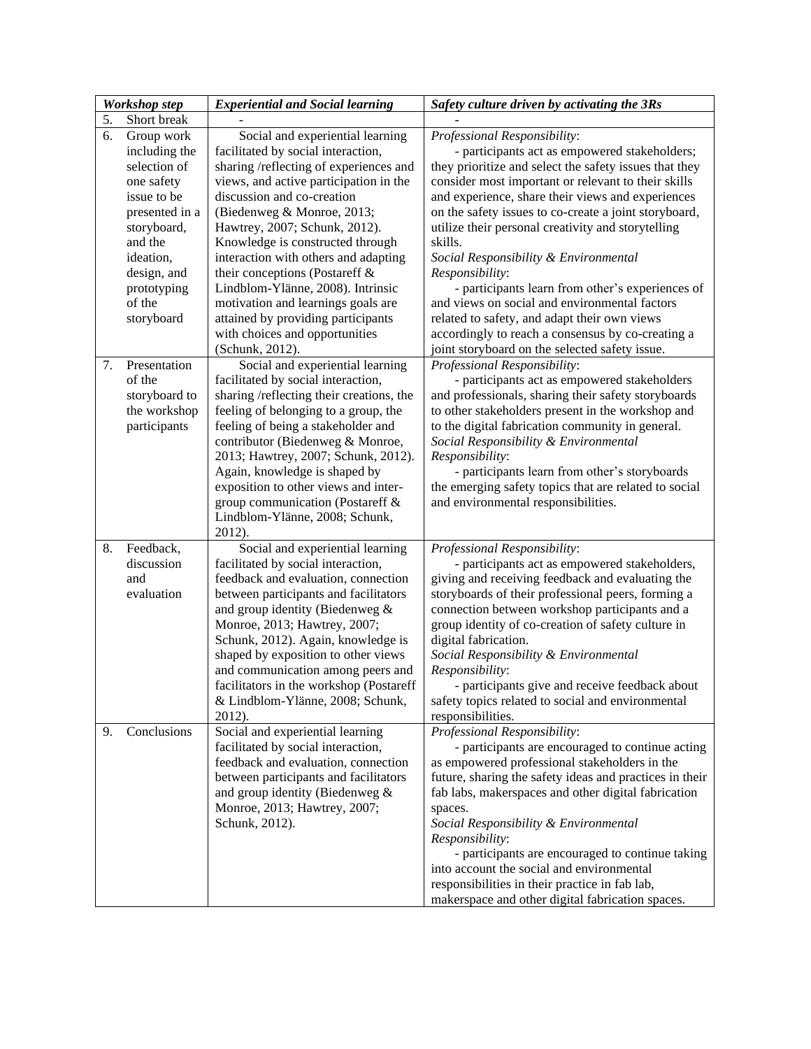| *Workshop step* | *Experiential and Social learning* | *Safety culture driven by activating the 3Rs* |
|---|---|---|
| 5. Short break | - | - |
| 6. Group work including the selection of one safety issue to be presented in a storyboard, and the ideation, design, and prototyping of the storyboard | Social and experiential learning facilitated by social interaction, sharing /reflecting of experiences and views, and active participation in the discussion and co-creation (Biedenweg & Monroe, 2013; Hawtrey, 2007; Schunk, 2012). Knowledge is constructed through interaction with others and adapting their conceptions (Postareff & Lindblom-Ylänne, 2008). Intrinsic motivation and learnings goals are attained by providing participants with choices and opportunities (Schunk, 2012). | *Professional Responsibility*:<br>- participants act as empowered stakeholders; they prioritize and select the safety issues that they consider most important or relevant to their skills and experience, share their views and experiences on the safety issues to co-create a joint storyboard, utilize their personal creativity and storytelling skills.<br>*Social Responsibility & Environmental Responsibility*:<br>- participants learn from other's experiences of and views on social and environmental factors related to safety, and adapt their own views accordingly to reach a consensus by co-creating a joint storyboard on the selected safety issue. |
| 7. Presentation of the storyboard to the workshop participants | Social and experiential learning facilitated by social interaction, sharing /reflecting their creations, the feeling of belonging to a group, the feeling of being a stakeholder and contributor (Biedenweg & Monroe, 2013; Hawtrey, 2007; Schunk, 2012). Again, knowledge is shaped by exposition to other views and inter-group communication (Postareff & Lindblom-Ylänne, 2008; Schunk, 2012). | *Professional Responsibility*:<br>- participants act as empowered stakeholders and professionals, sharing their safety storyboards to other stakeholders present in the workshop and to the digital fabrication community in general.<br>*Social Responsibility & Environmental Responsibility*:<br>- participants learn from other's storyboards the emerging safety topics that are related to social and environmental responsibilities. |
| 8. Feedback, discussion and evaluation | Social and experiential learning facilitated by social interaction, feedback and evaluation, connection between participants and facilitators and group identity (Biedenweg & Monroe, 2013; Hawtrey, 2007; Schunk, 2012). Again, knowledge is shaped by exposition to other views and communication among peers and facilitators in the workshop (Postareff & Lindblom-Ylänne, 2008; Schunk, 2012). | *Professional Responsibility*:<br>- participants act as empowered stakeholders, giving and receiving feedback and evaluating the storyboards of their professional peers, forming a connection between workshop participants and a group identity of co-creation of safety culture in digital fabrication.<br>*Social Responsibility & Environmental Responsibility*:<br>- participants give and receive feedback about safety topics related to social and environmental responsibilities. |
| 9. Conclusions | Social and experiential learning facilitated by social interaction, feedback and evaluation, connection between participants and facilitators and group identity (Biedenweg & Monroe, 2013; Hawtrey, 2007; Schunk, 2012). | *Professional Responsibility*:<br>- participants are encouraged to continue acting as empowered professional stakeholders in the future, sharing the safety ideas and practices in their fab labs, makerspaces and other digital fabrication spaces.<br>*Social Responsibility & Environmental Responsibility*:<br>- participants are encouraged to continue taking into account the social and environmental responsibilities in their practice in fab lab, makerspace and other digital fabrication spaces. |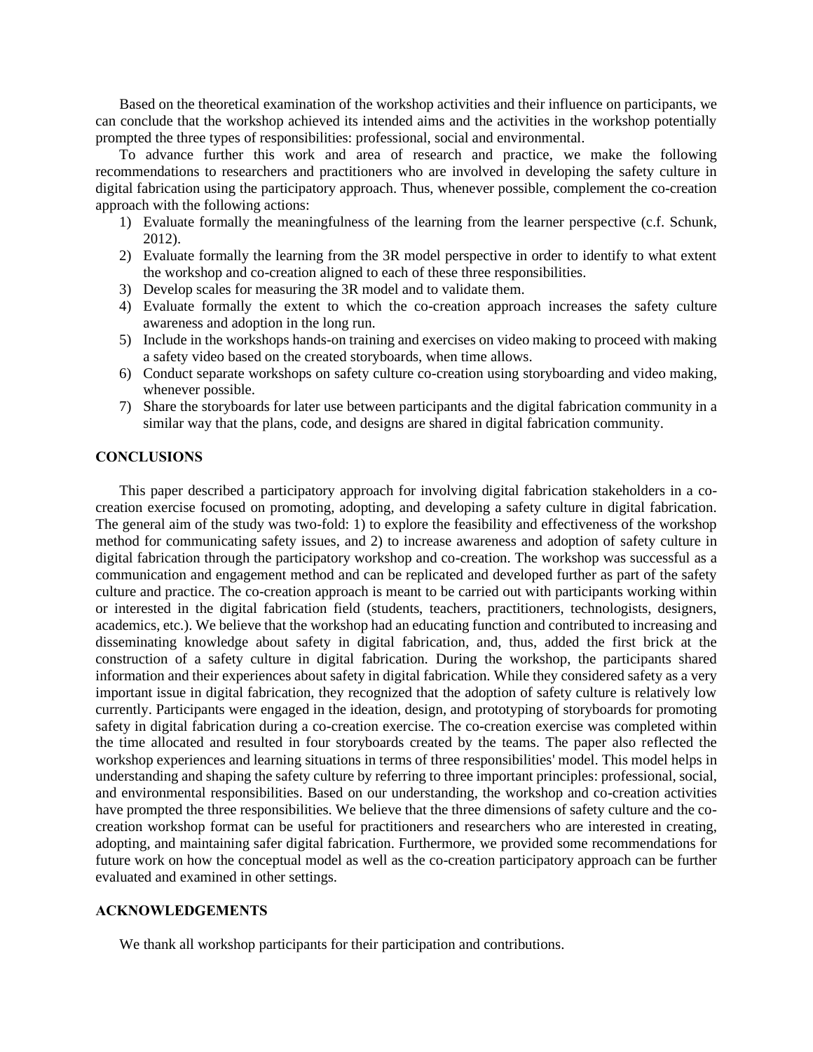Based on the theoretical examination of the workshop activities and their influence on participants, we can conclude that the workshop achieved its intended aims and the activities in the workshop potentially prompted the three types of responsibilities: professional, social and environmental.

To advance further this work and area of research and practice, we make the following recommendations to researchers and practitioners who are involved in developing the safety culture in digital fabrication using the participatory approach. Thus, whenever possible, complement the co-creation approach with the following actions:

1) Evaluate formally the meaningfulness of the learning from the learner perspective (c.f. Schunk, 2012).
2) Evaluate formally the learning from the 3R model perspective in order to identify to what extent the workshop and co-creation aligned to each of these three responsibilities.
3) Develop scales for measuring the 3R model and to validate them.
4) Evaluate formally the extent to which the co-creation approach increases the safety culture awareness and adoption in the long run.
5) Include in the workshops hands-on training and exercises on video making to proceed with making a safety video based on the created storyboards, when time allows.
6) Conduct separate workshops on safety culture co-creation using storyboarding and video making, whenever possible.
7) Share the storyboards for later use between participants and the digital fabrication community in a similar way that the plans, code, and designs are shared in digital fabrication community.

## CONCLUSIONS

This paper described a participatory approach for involving digital fabrication stakeholders in a co-creation exercise focused on promoting, adopting, and developing a safety culture in digital fabrication. The general aim of the study was two-fold: 1) to explore the feasibility and effectiveness of the workshop method for communicating safety issues, and 2) to increase awareness and adoption of safety culture in digital fabrication through the participatory workshop and co-creation. The workshop was successful as a communication and engagement method and can be replicated and developed further as part of the safety culture and practice. The co-creation approach is meant to be carried out with participants working within or interested in the digital fabrication field (students, teachers, practitioners, technologists, designers, academics, etc.). We believe that the workshop had an educating function and contributed to increasing and disseminating knowledge about safety in digital fabrication, and, thus, added the first brick at the construction of a safety culture in digital fabrication. During the workshop, the participants shared information and their experiences about safety in digital fabrication. While they considered safety as a very important issue in digital fabrication, they recognized that the adoption of safety culture is relatively low currently. Participants were engaged in the ideation, design, and prototyping of storyboards for promoting safety in digital fabrication during a co-creation exercise. The co-creation exercise was completed within the time allocated and resulted in four storyboards created by the teams. The paper also reflected the workshop experiences and learning situations in terms of three responsibilities' model. This model helps in understanding and shaping the safety culture by referring to three important principles: professional, social, and environmental responsibilities. Based on our understanding, the workshop and co-creation activities have prompted the three responsibilities. We believe that the three dimensions of safety culture and the co-creation workshop format can be useful for practitioners and researchers who are interested in creating, adopting, and maintaining safer digital fabrication. Furthermore, we provided some recommendations for future work on how the conceptual model as well as the co-creation participatory approach can be further evaluated and examined in other settings.

## ACKNOWLEDGEMENTS

We thank all workshop participants for their participation and contributions.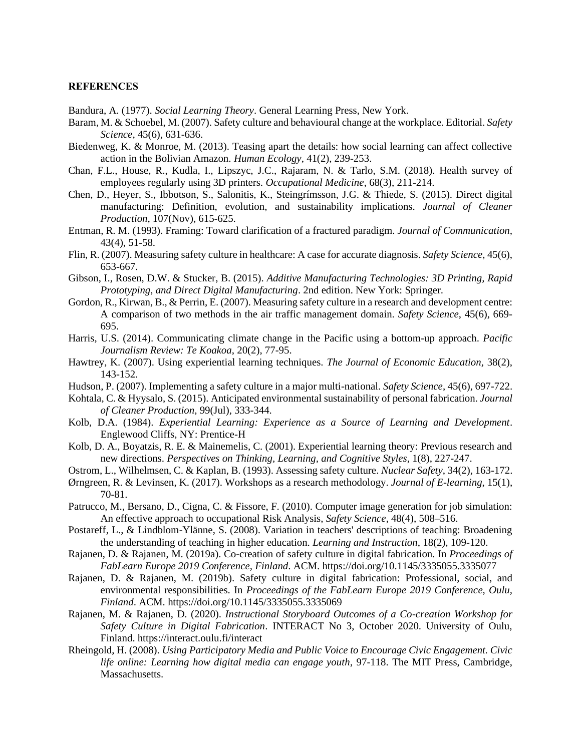## REFERENCES

Bandura, A. (1977). *Social Learning Theory*. General Learning Press, New York.

Baram, M. & Schoebel, M. (2007). Safety culture and behavioural change at the workplace. Editorial. *Safety Science*, 45(6), 631-636.

Biedenweg, K. & Monroe, M. (2013). Teasing apart the details: how social learning can affect collective action in the Bolivian Amazon. *Human Ecology*, 41(2), 239-253.

Chan, F.L., House, R., Kudla, I., Lipszyc, J.C., Rajaram, N. & Tarlo, S.M. (2018). Health survey of employees regularly using 3D printers. *Occupational Medicine*, 68(3), 211-214.

Chen, D., Heyer, S., Ibbotson, S., Salonitis, K., Steingrímsson, J.G. & Thiede, S. (2015). Direct digital manufacturing: Definition, evolution, and sustainability implications. *Journal of Cleaner Production*, 107(Nov), 615-625.

Entman, R. M. (1993). Framing: Toward clarification of a fractured paradigm. *Journal of Communication*, 43(4), 51-58.

Flin, R. (2007). Measuring safety culture in healthcare: A case for accurate diagnosis. *Safety Science*, 45(6), 653-667.

Gibson, I., Rosen, D.W. & Stucker, B. (2015). *Additive Manufacturing Technologies: 3D Printing, Rapid Prototyping, and Direct Digital Manufacturing*. 2nd edition. New York: Springer.

Gordon, R., Kirwan, B., & Perrin, E. (2007). Measuring safety culture in a research and development centre: A comparison of two methods in the air traffic management domain. *Safety Science*, 45(6), 669-695.

Harris, U.S. (2014). Communicating climate change in the Pacific using a bottom-up approach. *Pacific Journalism Review: Te Koakoa*, 20(2), 77-95.

Hawtrey, K. (2007). Using experiential learning techniques. *The Journal of Economic Education*, 38(2), 143-152.

Hudson, P. (2007). Implementing a safety culture in a major multi-national. *Safety Science*, 45(6), 697-722.

Kohtala, C. & Hyysalo, S. (2015). Anticipated environmental sustainability of personal fabrication. *Journal of Cleaner Production*, 99(Jul), 333-344.

Kolb, D.A. (1984). *Experiential Learning: Experience as a Source of Learning and Development*. Englewood Cliffs, NY: Prentice-H

Kolb, D. A., Boyatzis, R. E. & Mainemelis, C. (2001). Experiential learning theory: Previous research and new directions. *Perspectives on Thinking, Learning, and Cognitive Styles*, 1(8), 227-247.

Ostrom, L., Wilhelmsen, C. & Kaplan, B. (1993). Assessing safety culture. *Nuclear Safety*, 34(2), 163-172.

Ørngreen, R. & Levinsen, K. (2017). Workshops as a research methodology. *Journal of E-learning*, 15(1), 70-81.

Patrucco, M., Bersano, D., Cigna, C. & Fissore, F. (2010). Computer image generation for job simulation: An effective approach to occupational Risk Analysis, *Safety Science*, 48(4), 508–516.

Postareff, L., & Lindblom-Ylänne, S. (2008). Variation in teachers' descriptions of teaching: Broadening the understanding of teaching in higher education. *Learning and Instruction*, 18(2), 109-120.

Rajanen, D. & Rajanen, M. (2019a). Co-creation of safety culture in digital fabrication. In *Proceedings of FabLearn Europe 2019 Conference, Finland*. ACM. https://doi.org/10.1145/3335055.3335077

Rajanen, D. & Rajanen, M. (2019b). Safety culture in digital fabrication: Professional, social, and environmental responsibilities. In *Proceedings of the FabLearn Europe 2019 Conference, Oulu, Finland*. ACM. https://doi.org/10.1145/3335055.3335069

Rajanen, M. & Rajanen, D. (2020). *Instructional Storyboard Outcomes of a Co-creation Workshop for Safety Culture in Digital Fabrication*. INTERACT No 3, October 2020. University of Oulu, Finland. https://interact.oulu.fi/interact

Rheingold, H. (2008). *Using Participatory Media and Public Voice to Encourage Civic Engagement. Civic life online: Learning how digital media can engage youth*, 97-118. The MIT Press, Cambridge, Massachusetts.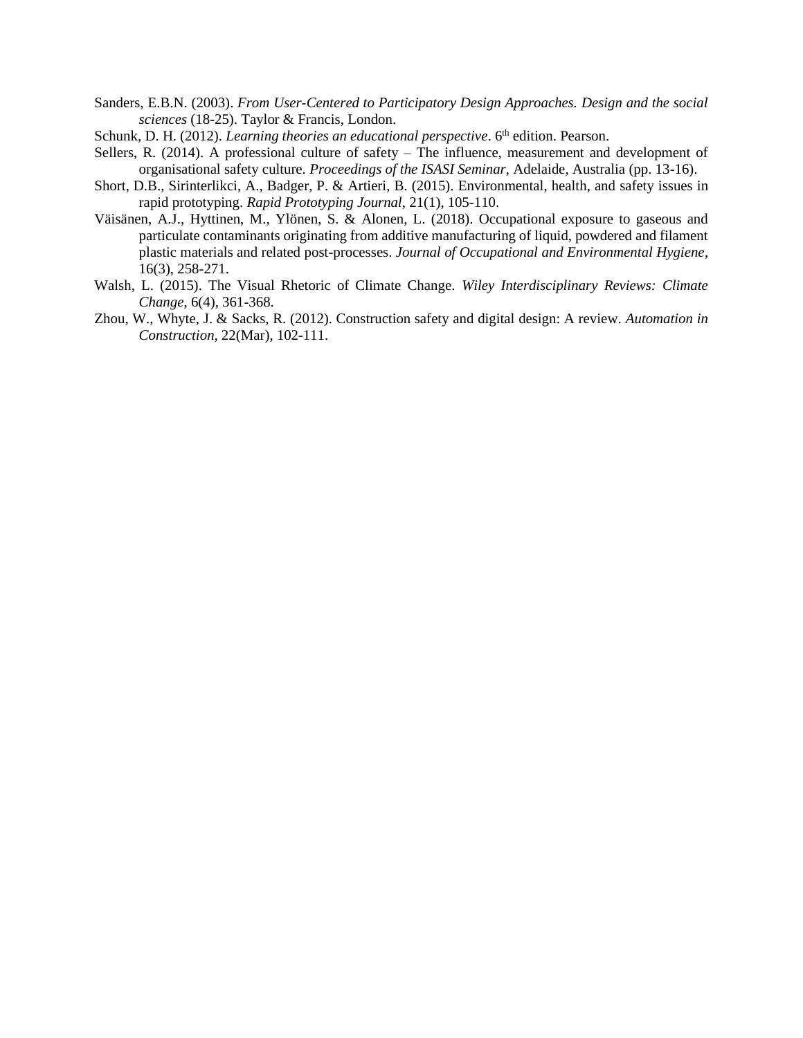Sanders, E.B.N. (2003). *From User-Centered to Participatory Design Approaches. Design and the social sciences* (18-25). Taylor & Francis, London.

Schunk, D. H. (2012). *Learning theories an educational perspective*. 6th edition. Pearson.

Sellers, R. (2014). A professional culture of safety – The influence, measurement and development of organisational safety culture. *Proceedings of the ISASI Seminar*, Adelaide, Australia (pp. 13-16).

Short, D.B., Sirinterlikci, A., Badger, P. & Artieri, B. (2015). Environmental, health, and safety issues in rapid prototyping. *Rapid Prototyping Journal*, 21(1), 105-110.

Väisänen, A.J., Hyttinen, M., Ylönen, S. & Alonen, L. (2018). Occupational exposure to gaseous and particulate contaminants originating from additive manufacturing of liquid, powdered and filament plastic materials and related post-processes. *Journal of Occupational and Environmental Hygiene*, 16(3), 258-271.

Walsh, L. (2015). The Visual Rhetoric of Climate Change. *Wiley Interdisciplinary Reviews: Climate Change*, 6(4), 361-368.

Zhou, W., Whyte, J. & Sacks, R. (2012). Construction safety and digital design: A review. *Automation in Construction*, 22(Mar), 102-111.